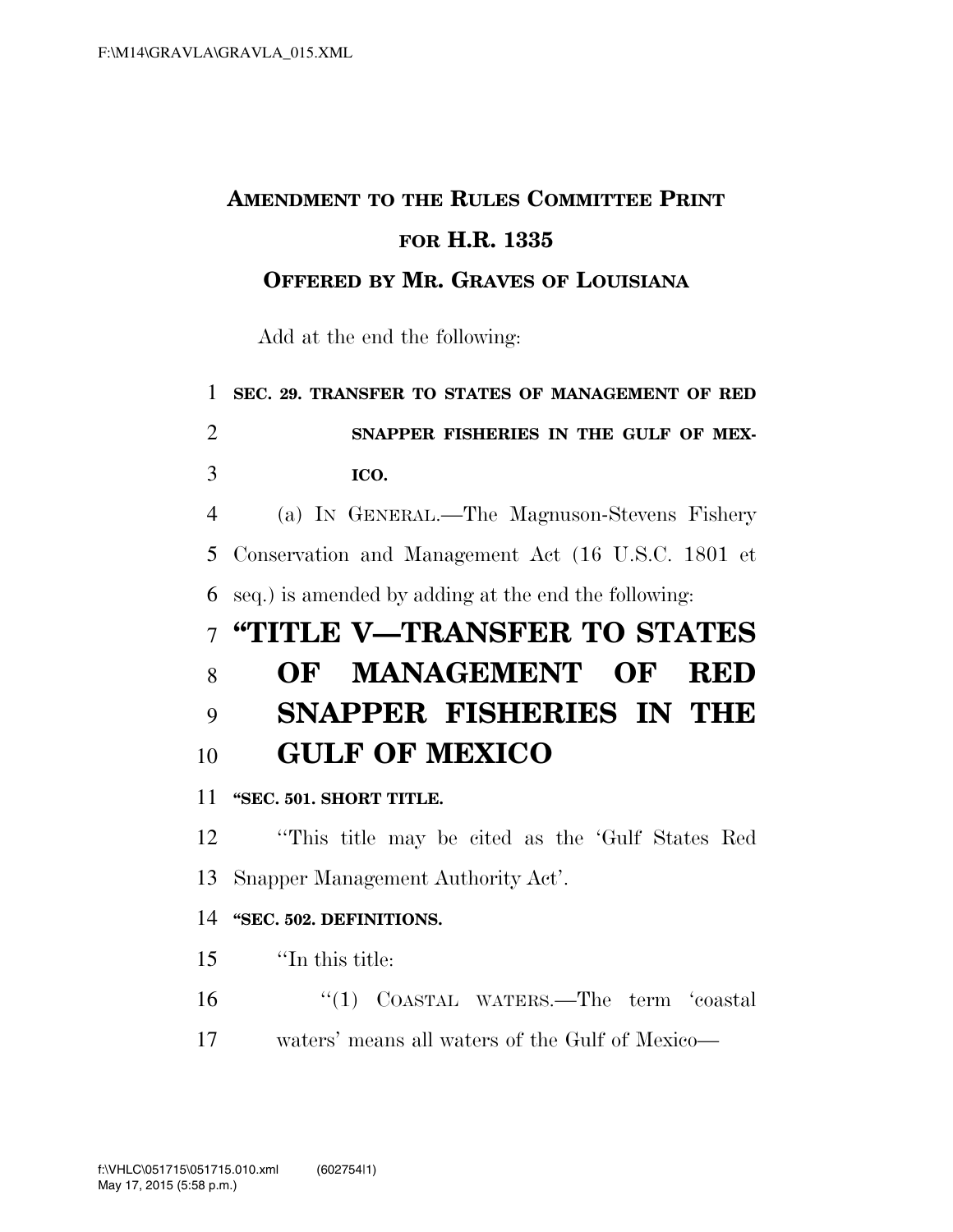**AMENDMENT TO THE RULES COMMITTEE PRINT FOR H.R. 1335**

**OFFERED BY MR. GRAVES OF LOUISIANA**

Add at the end the following:

**SEC. 29. TRANSFER TO STATES OF MANAGEMENT OF RED SNAPPER FISHERIES IN THE GULF OF MEXICO.**

(a) IN GENERAL.—The Magnuson-Stevens Fishery Conservation and Management Act (16 U.S.C. 1801 et seq.) is amended by adding at the end the following:

# "TITLE V—TRANSFER TO STATES OF MANAGEMENT OF RED SNAPPER FISHERIES IN THE GULF OF MEXICO

**"SEC. 501. SHORT TITLE.**

"This title may be cited as the 'Gulf States Red Snapper Management Authority Act'.

**"SEC. 502. DEFINITIONS.**

"In this title:

"(1) COASTAL WATERS.—The term 'coastal waters' means all waters of the Gulf of Mexico—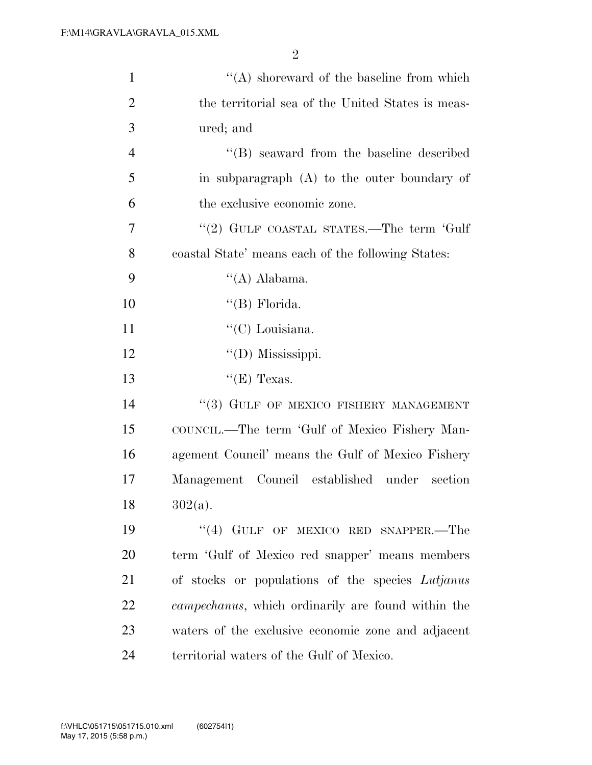''(A) shoreward of the baseline from which the territorial sea of the United States is measured; and

''(B) seaward from the baseline described in subparagraph (A) to the outer boundary of the exclusive economic zone.

''(2) GULF COASTAL STATES.—The term 'Gulf coastal State' means each of the following States:

''(A) Alabama.

''(B) Florida.

''(C) Louisiana.

''(D) Mississippi.

''(E) Texas.

''(3) GULF OF MEXICO FISHERY MANAGEMENT COUNCIL.—The term 'Gulf of Mexico Fishery Management Council' means the Gulf of Mexico Fishery Management Council established under section 302(a).

''(4) GULF OF MEXICO RED SNAPPER.—The term 'Gulf of Mexico red snapper' means members of stocks or populations of the species *Lutjanus campechanus*, which ordinarily are found within the waters of the exclusive economic zone and adjacent territorial waters of the Gulf of Mexico.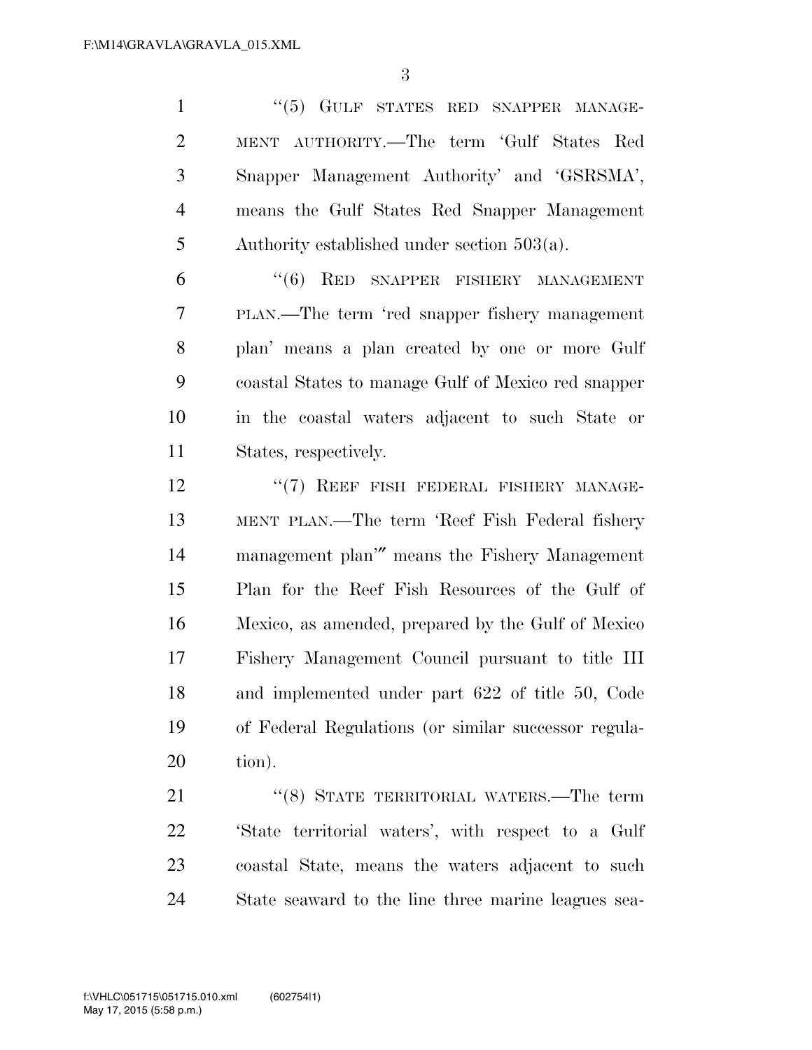"(5) GULF STATES RED SNAPPER MANAGEMENT AUTHORITY.—The term 'Gulf States Red Snapper Management Authority' and 'GSRSMA', means the Gulf States Red Snapper Management Authority established under section 503(a).

"(6) RED SNAPPER FISHERY MANAGEMENT PLAN.—The term 'red snapper fishery management plan' means a plan created by one or more Gulf coastal States to manage Gulf of Mexico red snapper in the coastal waters adjacent to such State or States, respectively.

"(7) REEF FISH FEDERAL FISHERY MANAGEMENT PLAN.—The term 'Reef Fish Federal fishery management plan'" means the Fishery Management Plan for the Reef Fish Resources of the Gulf of Mexico, as amended, prepared by the Gulf of Mexico Fishery Management Council pursuant to title III and implemented under part 622 of title 50, Code of Federal Regulations (or similar successor regulation).

"(8) STATE TERRITORIAL WATERS.—The term 'State territorial waters', with respect to a Gulf coastal State, means the waters adjacent to such State seaward to the line three marine leagues sea-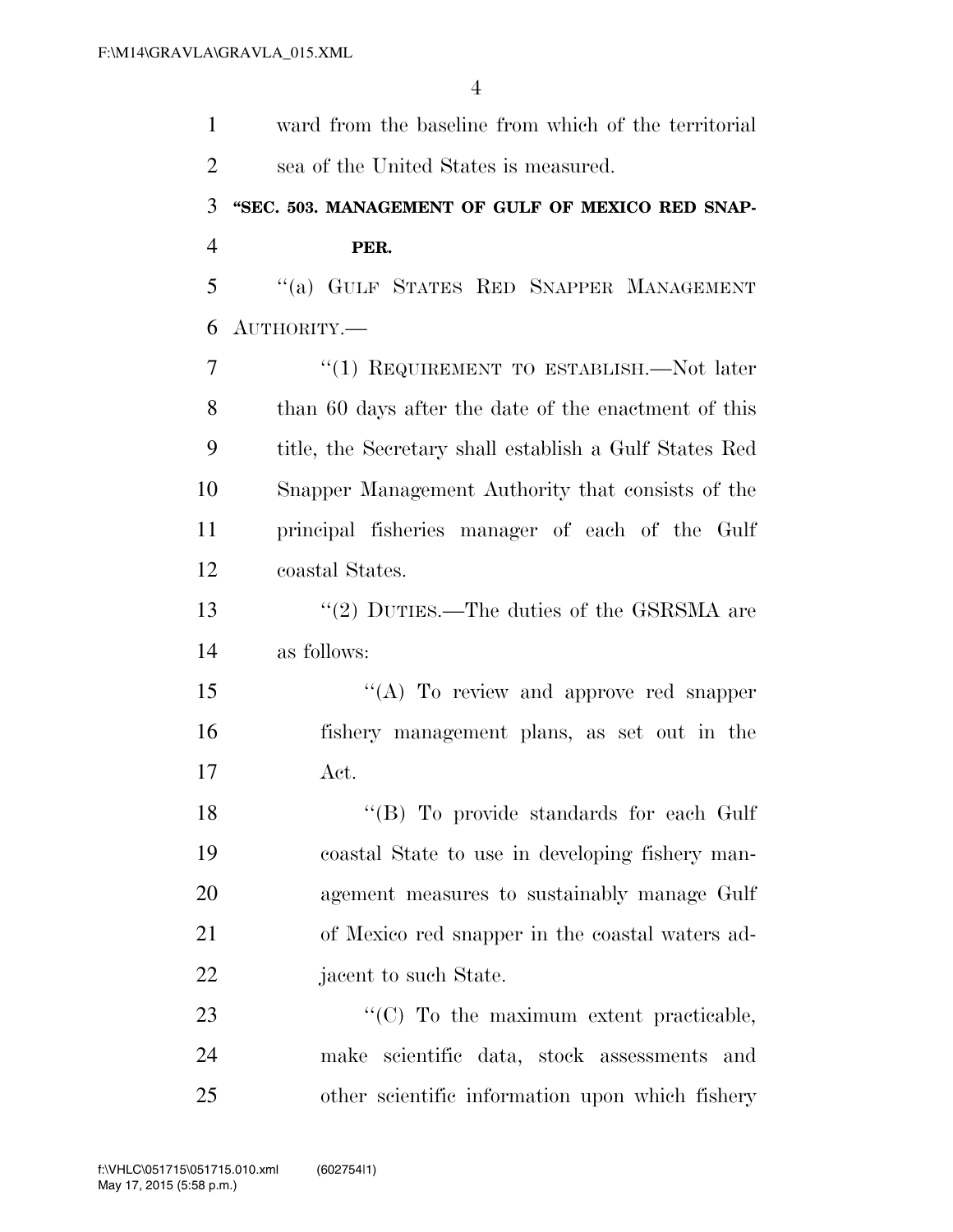ward from the baseline from which of the territorial sea of the United States is measured.

**"SEC. 503. MANAGEMENT OF GULF OF MEXICO RED SNAPPER.**

"(a) GULF STATES RED SNAPPER MANAGEMENT AUTHORITY.—

"(1) REQUIREMENT TO ESTABLISH.—Not later than 60 days after the date of the enactment of this title, the Secretary shall establish a Gulf States Red Snapper Management Authority that consists of the principal fisheries manager of each of the Gulf coastal States.

"(2) DUTIES.—The duties of the GSRSMA are as follows:

"(A) To review and approve red snapper fishery management plans, as set out in the Act.

"(B) To provide standards for each Gulf coastal State to use in developing fishery management measures to sustainably manage Gulf of Mexico red snapper in the coastal waters adjacent to such State.

"(C) To the maximum extent practicable, make scientific data, stock assessments and other scientific information upon which fishery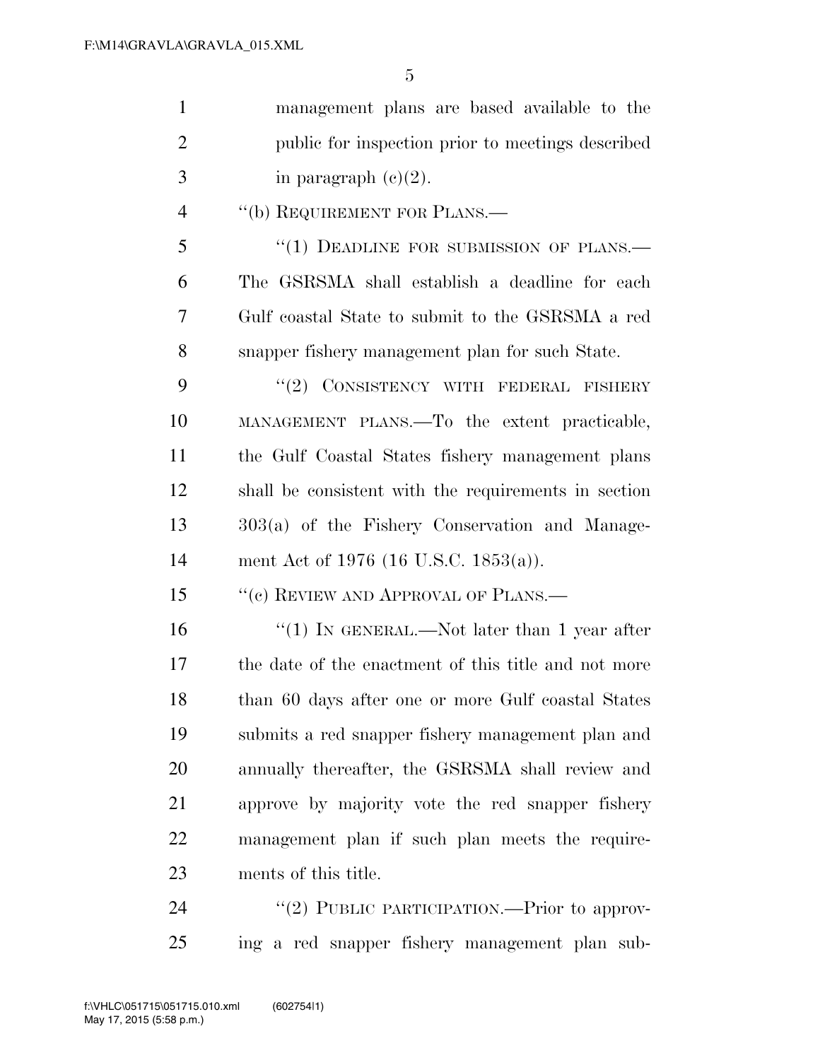management plans are based available to the public for inspection prior to meetings described in paragraph (c)(2).

"(b) REQUIREMENT FOR PLANS.—

"(1) DEADLINE FOR SUBMISSION OF PLANS.— The GSRSMA shall establish a deadline for each Gulf coastal State to submit to the GSRSMA a red snapper fishery management plan for such State.

"(2) CONSISTENCY WITH FEDERAL FISHERY MANAGEMENT PLANS.—To the extent practicable, the Gulf Coastal States fishery management plans shall be consistent with the requirements in section 303(a) of the Fishery Conservation and Management Act of 1976 (16 U.S.C. 1853(a)).

"(c) REVIEW AND APPROVAL OF PLANS.—

"(1) IN GENERAL.—Not later than 1 year after the date of the enactment of this title and not more than 60 days after one or more Gulf coastal States submits a red snapper fishery management plan and annually thereafter, the GSRSMA shall review and approve by majority vote the red snapper fishery management plan if such plan meets the requirements of this title.

"(2) PUBLIC PARTICIPATION.—Prior to approving a red snapper fishery management plan sub-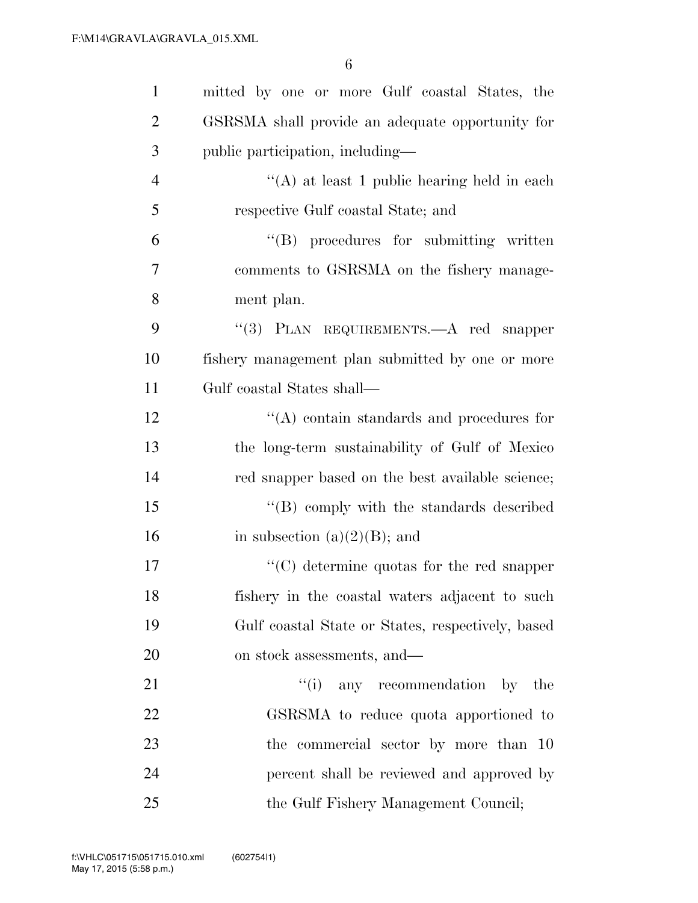mitted by one or more Gulf coastal States, the GSRSMA shall provide an adequate opportunity for public participation, including—

"(A) at least 1 public hearing held in each respective Gulf coastal State; and

"(B) procedures for submitting written comments to GSRSMA on the fishery management plan.

"(3) PLAN REQUIREMENTS.—A red snapper fishery management plan submitted by one or more Gulf coastal States shall—

"(A) contain standards and procedures for the long-term sustainability of Gulf of Mexico red snapper based on the best available science;

"(B) comply with the standards described in subsection (a)(2)(B); and

"(C) determine quotas for the red snapper fishery in the coastal waters adjacent to such Gulf coastal State or States, respectively, based on stock assessments, and—

"(i) any recommendation by the GSRSMA to reduce quota apportioned to the commercial sector by more than 10 percent shall be reviewed and approved by the Gulf Fishery Management Council;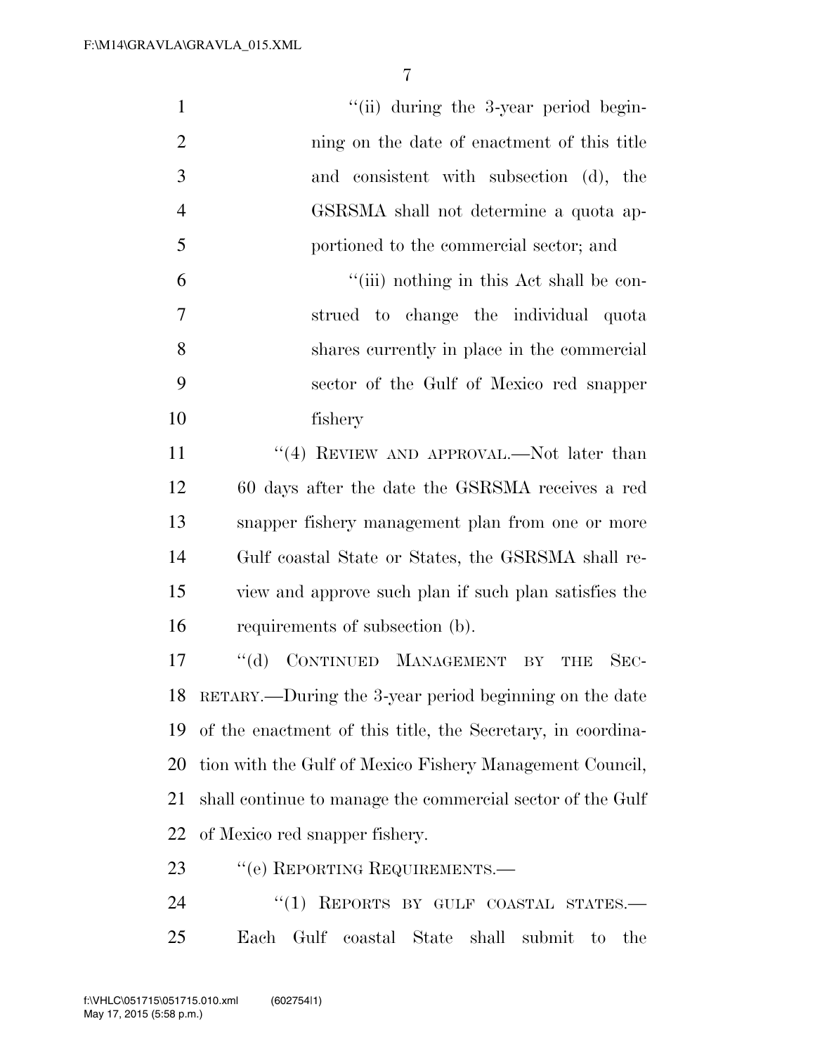"(ii) during the 3-year period beginning on the date of enactment of this title and consistent with subsection (d), the GSRSMA shall not determine a quota apportioned to the commercial sector; and

"(iii) nothing in this Act shall be construed to change the individual quota shares currently in place in the commercial sector of the Gulf of Mexico red snapper fishery

"(4) REVIEW AND APPROVAL.—Not later than 60 days after the date the GSRSMA receives a red snapper fishery management plan from one or more Gulf coastal State or States, the GSRSMA shall review and approve such plan if such plan satisfies the requirements of subsection (b).

"(d) CONTINUED MANAGEMENT BY THE SECRETARY.—During the 3-year period beginning on the date of the enactment of this title, the Secretary, in coordination with the Gulf of Mexico Fishery Management Council, shall continue to manage the commercial sector of the Gulf of Mexico red snapper fishery.

"(e) REPORTING REQUIREMENTS.—

"(1) REPORTS BY GULF COASTAL STATES.—Each Gulf coastal State shall submit to the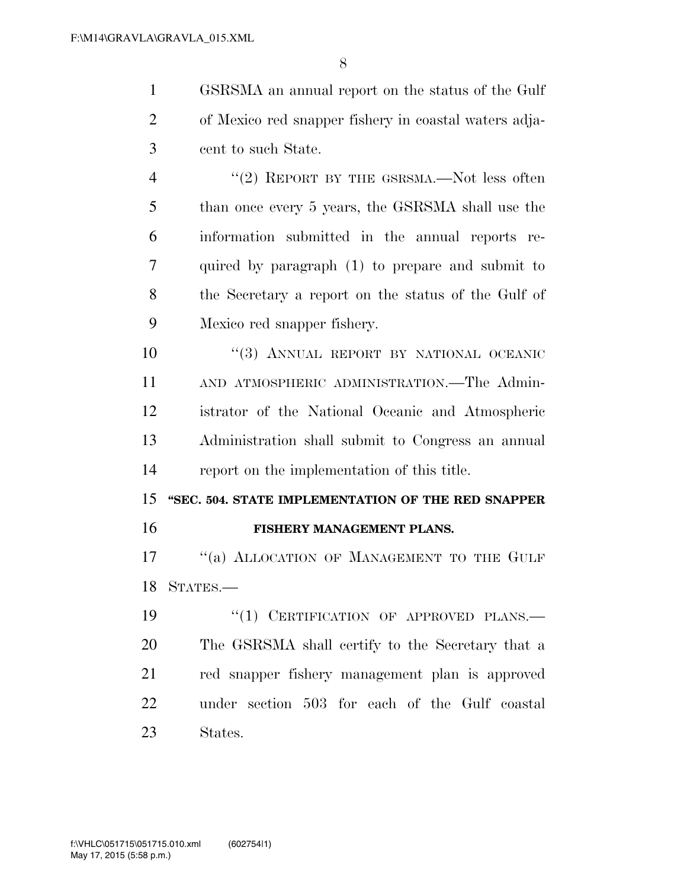GSRSMA an annual report on the status of the Gulf of Mexico red snapper fishery in coastal waters adjacent to such State.

"(2) REPORT BY THE GSRSMA.—Not less often than once every 5 years, the GSRSMA shall use the information submitted in the annual reports required by paragraph (1) to prepare and submit to the Secretary a report on the status of the Gulf of Mexico red snapper fishery.

"(3) ANNUAL REPORT BY NATIONAL OCEANIC AND ATMOSPHERIC ADMINISTRATION.—The Administrator of the National Oceanic and Atmospheric Administration shall submit to Congress an annual report on the implementation of this title.

**"SEC. 504. STATE IMPLEMENTATION OF THE RED SNAPPER FISHERY MANAGEMENT PLANS.**

"(a) ALLOCATION OF MANAGEMENT TO THE GULF STATES.—

"(1) CERTIFICATION OF APPROVED PLANS.—The GSRSMA shall certify to the Secretary that a red snapper fishery management plan is approved under section 503 for each of the Gulf coastal States.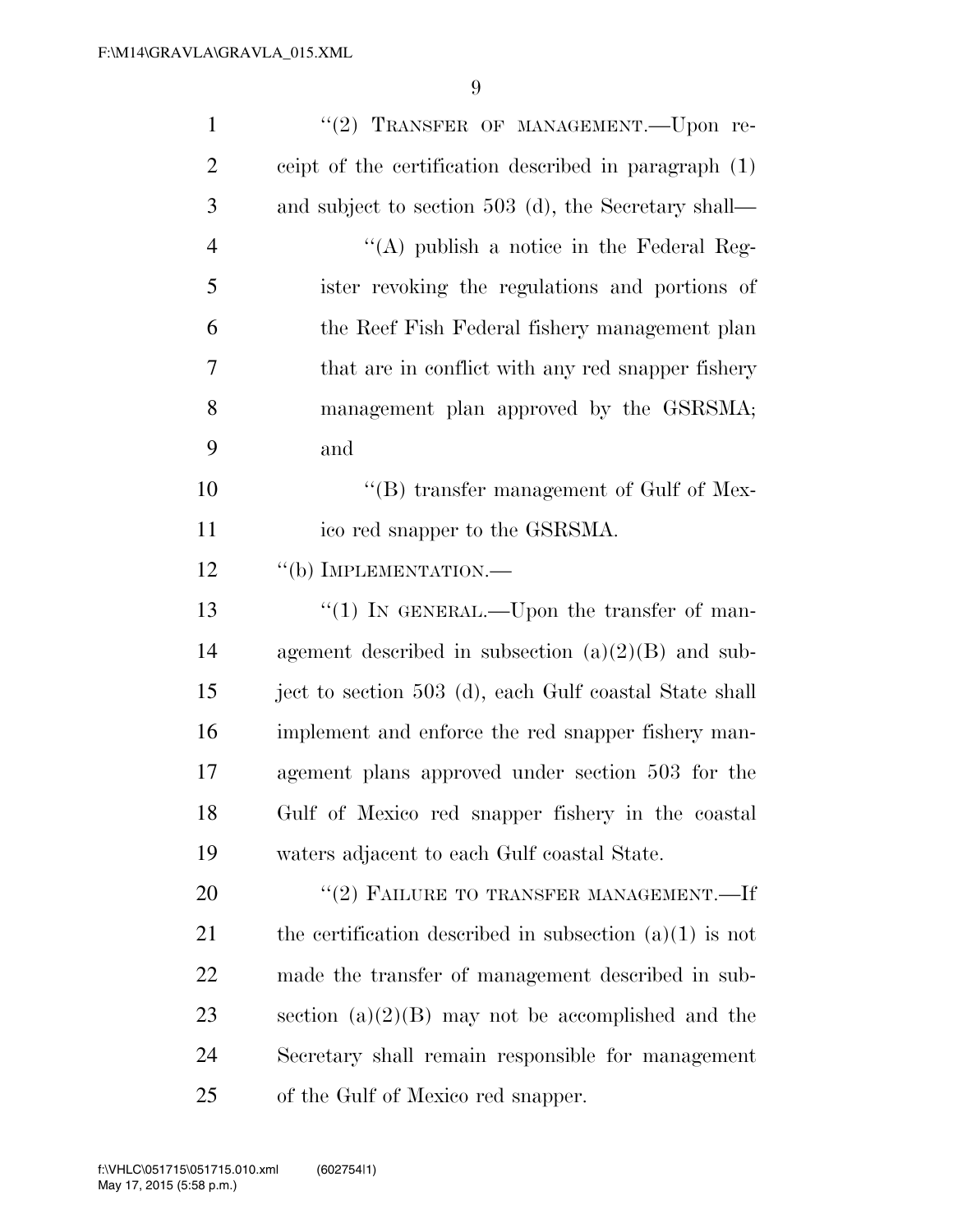"(2) TRANSFER OF MANAGEMENT.—Upon receipt of the certification described in paragraph (1) and subject to section 503 (d), the Secretary shall—

"(A) publish a notice in the Federal Register revoking the regulations and portions of the Reef Fish Federal fishery management plan that are in conflict with any red snapper fishery management plan approved by the GSRSMA; and

"(B) transfer management of Gulf of Mexico red snapper to the GSRSMA.

"(b) IMPLEMENTATION.—

"(1) IN GENERAL.—Upon the transfer of management described in subsection (a)(2)(B) and subject to section 503 (d), each Gulf coastal State shall implement and enforce the red snapper fishery management plans approved under section 503 for the Gulf of Mexico red snapper fishery in the coastal waters adjacent to each Gulf coastal State.

"(2) FAILURE TO TRANSFER MANAGEMENT.—If the certification described in subsection (a)(1) is not made the transfer of management described in subsection (a)(2)(B) may not be accomplished and the Secretary shall remain responsible for management of the Gulf of Mexico red snapper.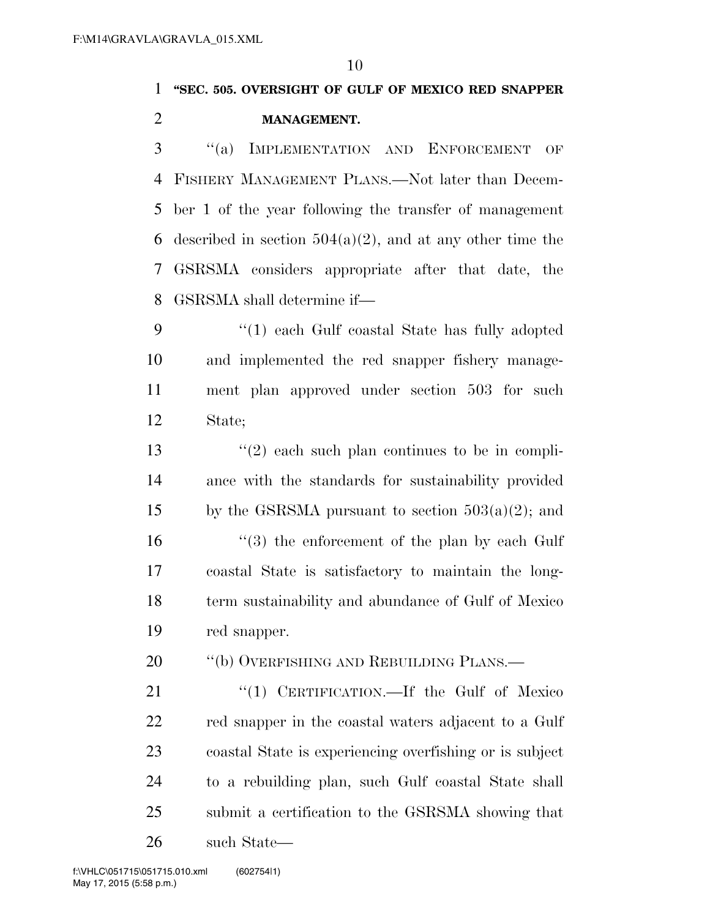**"SEC. 505. OVERSIGHT OF GULF OF MEXICO RED SNAPPER MANAGEMENT.**

"(a) IMPLEMENTATION AND ENFORCEMENT OF FISHERY MANAGEMENT PLANS.—Not later than December 1 of the year following the transfer of management described in section 504(a)(2), and at any other time the GSRSMA considers appropriate after that date, the GSRSMA shall determine if—

"(1) each Gulf coastal State has fully adopted and implemented the red snapper fishery management plan approved under section 503 for such State;

"(2) each such plan continues to be in compliance with the standards for sustainability provided by the GSRSMA pursuant to section 503(a)(2); and

"(3) the enforcement of the plan by each Gulf coastal State is satisfactory to maintain the long-term sustainability and abundance of Gulf of Mexico red snapper.

"(b) OVERFISHING AND REBUILDING PLANS.—

"(1) CERTIFICATION.—If the Gulf of Mexico red snapper in the coastal waters adjacent to a Gulf coastal State is experiencing overfishing or is subject to a rebuilding plan, such Gulf coastal State shall submit a certification to the GSRSMA showing that such State—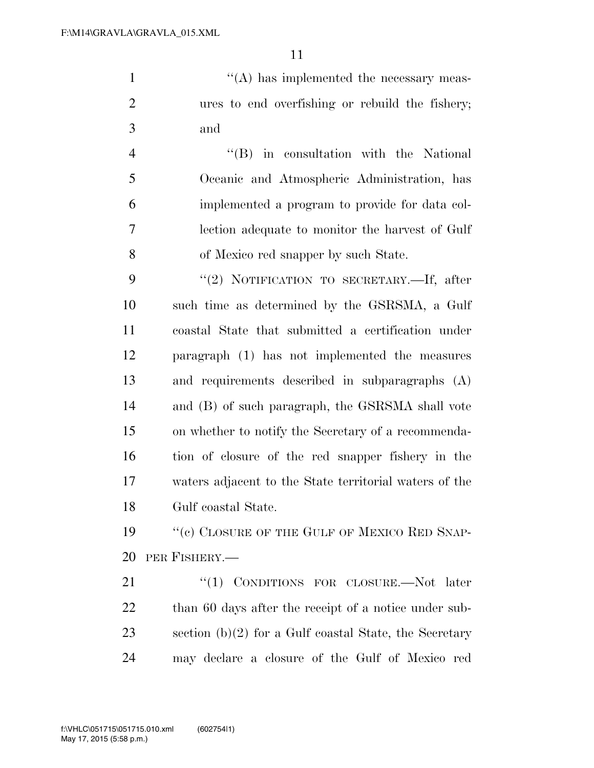''(A) has implemented the necessary measures to end overfishing or rebuild the fishery; and

''(B) in consultation with the National Oceanic and Atmospheric Administration, has implemented a program to provide for data collection adequate to monitor the harvest of Gulf of Mexico red snapper by such State.

''(2) NOTIFICATION TO SECRETARY.—If, after such time as determined by the GSRSMA, a Gulf coastal State that submitted a certification under paragraph (1) has not implemented the measures and requirements described in subparagraphs (A) and (B) of such paragraph, the GSRSMA shall vote on whether to notify the Secretary of a recommendation of closure of the red snapper fishery in the waters adjacent to the State territorial waters of the Gulf coastal State.

''(c) CLOSURE OF THE GULF OF MEXICO RED SNAPPER FISHERY.—

''(1) CONDITIONS FOR CLOSURE.—Not later than 60 days after the receipt of a notice under subsection (b)(2) for a Gulf coastal State, the Secretary may declare a closure of the Gulf of Mexico red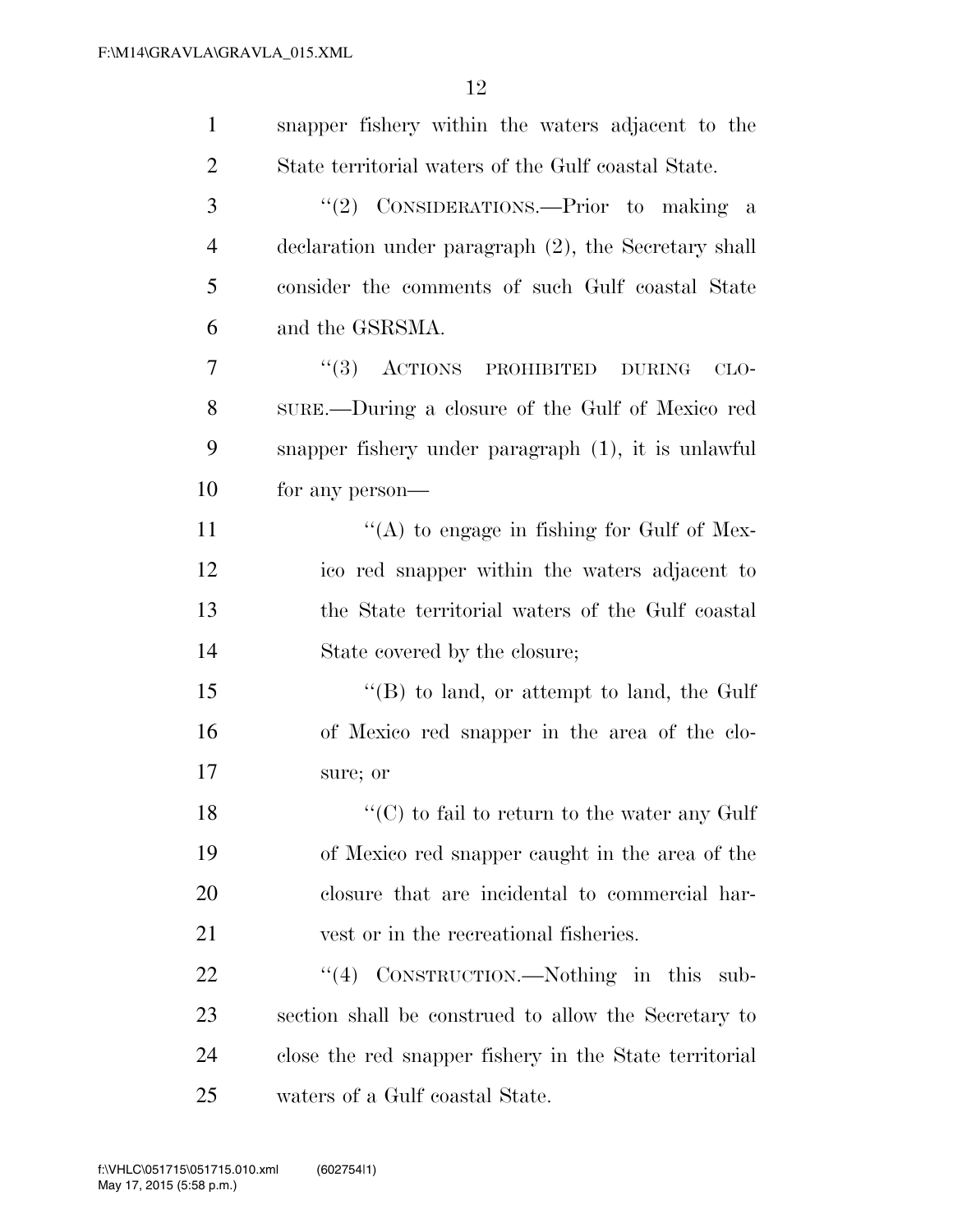snapper fishery within the waters adjacent to the State territorial waters of the Gulf coastal State.

"(2) CONSIDERATIONS.—Prior to making a declaration under paragraph (2), the Secretary shall consider the comments of such Gulf coastal State and the GSRSMA.

"(3) ACTIONS PROHIBITED DURING CLOSURE.—During a closure of the Gulf of Mexico red snapper fishery under paragraph (1), it is unlawful for any person—

"(A) to engage in fishing for Gulf of Mexico red snapper within the waters adjacent to the State territorial waters of the Gulf coastal State covered by the closure;

"(B) to land, or attempt to land, the Gulf of Mexico red snapper in the area of the closure; or

"(C) to fail to return to the water any Gulf of Mexico red snapper caught in the area of the closure that are incidental to commercial harvest or in the recreational fisheries.

"(4) CONSTRUCTION.—Nothing in this subsection shall be construed to allow the Secretary to close the red snapper fishery in the State territorial waters of a Gulf coastal State.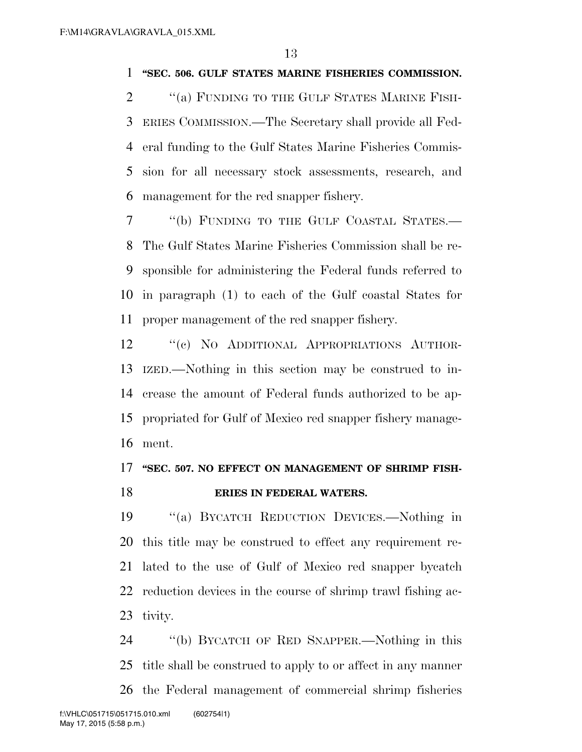**"SEC. 506. GULF STATES MARINE FISHERIES COMMISSION.**

"(a) FUNDING TO THE GULF STATES MARINE FISHERIES COMMISSION.—The Secretary shall provide all Federal funding to the Gulf States Marine Fisheries Commission for all necessary stock assessments, research, and management for the red snapper fishery.

"(b) FUNDING TO THE GULF COASTAL STATES.—The Gulf States Marine Fisheries Commission shall be responsible for administering the Federal funds referred to in paragraph (1) to each of the Gulf coastal States for proper management of the red snapper fishery.

"(c) NO ADDITIONAL APPROPRIATIONS AUTHORIZED.—Nothing in this section may be construed to increase the amount of Federal funds authorized to be appropriated for Gulf of Mexico red snapper fishery management.

**"SEC. 507. NO EFFECT ON MANAGEMENT OF SHRIMP FISHERIES IN FEDERAL WATERS.**

"(a) BYCATCH REDUCTION DEVICES.—Nothing in this title may be construed to effect any requirement related to the use of Gulf of Mexico red snapper bycatch reduction devices in the course of shrimp trawl fishing activity.

"(b) BYCATCH OF RED SNAPPER.—Nothing in this title shall be construed to apply to or affect in any manner the Federal management of commercial shrimp fisheries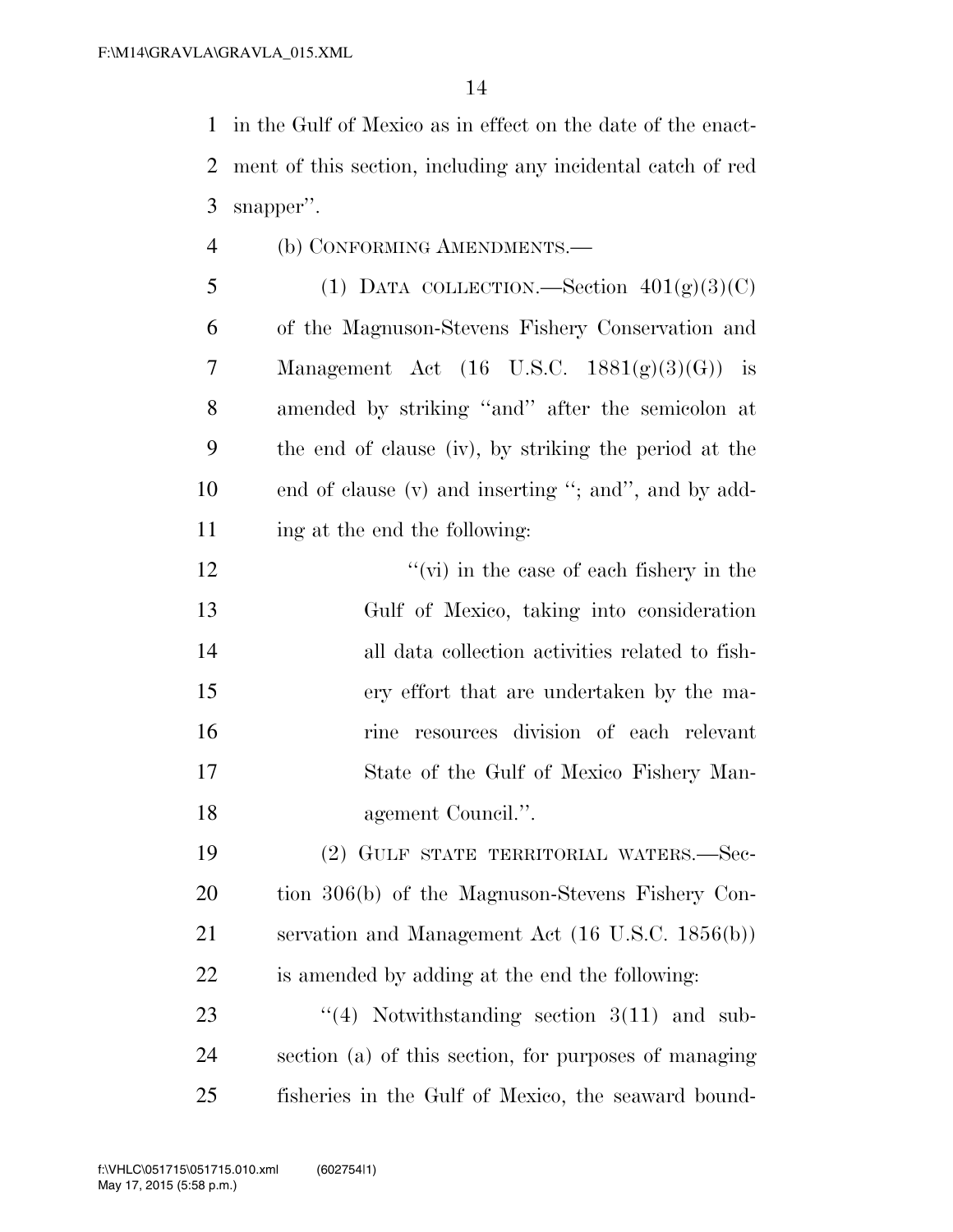in the Gulf of Mexico as in effect on the date of the enactment of this section, including any incidental catch of red snapper''.

(b) CONFORMING AMENDMENTS.—

(1) DATA COLLECTION.—Section 401(g)(3)(C) of the Magnuson-Stevens Fishery Conservation and Management Act (16 U.S.C. 1881(g)(3)(G)) is amended by striking ''and'' after the semicolon at the end of clause (iv), by striking the period at the end of clause (v) and inserting ''; and'', and by adding at the end the following:

''(vi) in the case of each fishery in the Gulf of Mexico, taking into consideration all data collection activities related to fishery effort that are undertaken by the marine resources division of each relevant State of the Gulf of Mexico Fishery Management Council.''.

(2) GULF STATE TERRITORIAL WATERS.—Section 306(b) of the Magnuson-Stevens Fishery Conservation and Management Act (16 U.S.C. 1856(b)) is amended by adding at the end the following:

''(4) Notwithstanding section 3(11) and subsection (a) of this section, for purposes of managing fisheries in the Gulf of Mexico, the seaward bound-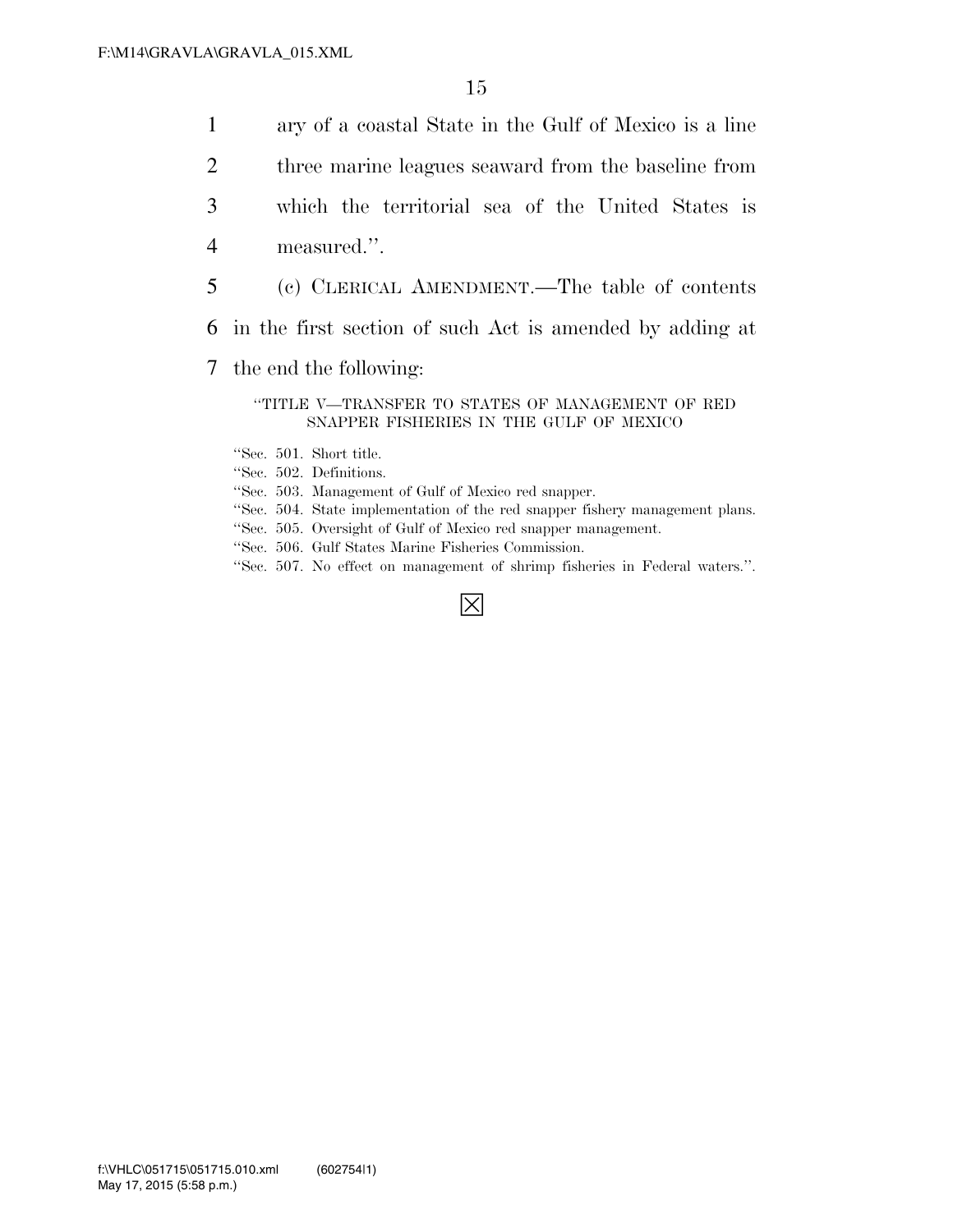ary of a coastal State in the Gulf of Mexico is a line three marine leagues seaward from the baseline from which the territorial sea of the United States is measured.''.

(c) CLERICAL AMENDMENT.—The table of contents in the first section of such Act is amended by adding at the end the following:

"TITLE V—TRANSFER TO STATES OF MANAGEMENT OF RED SNAPPER FISHERIES IN THE GULF OF MEXICO

"Sec. 501. Short title.
"Sec. 502. Definitions.
"Sec. 503. Management of Gulf of Mexico red snapper.
"Sec. 504. State implementation of the red snapper fishery management plans.
"Sec. 505. Oversight of Gulf of Mexico red snapper management.
"Sec. 506. Gulf States Marine Fisheries Commission.
"Sec. 507. No effect on management of shrimp fisheries in Federal waters.''.